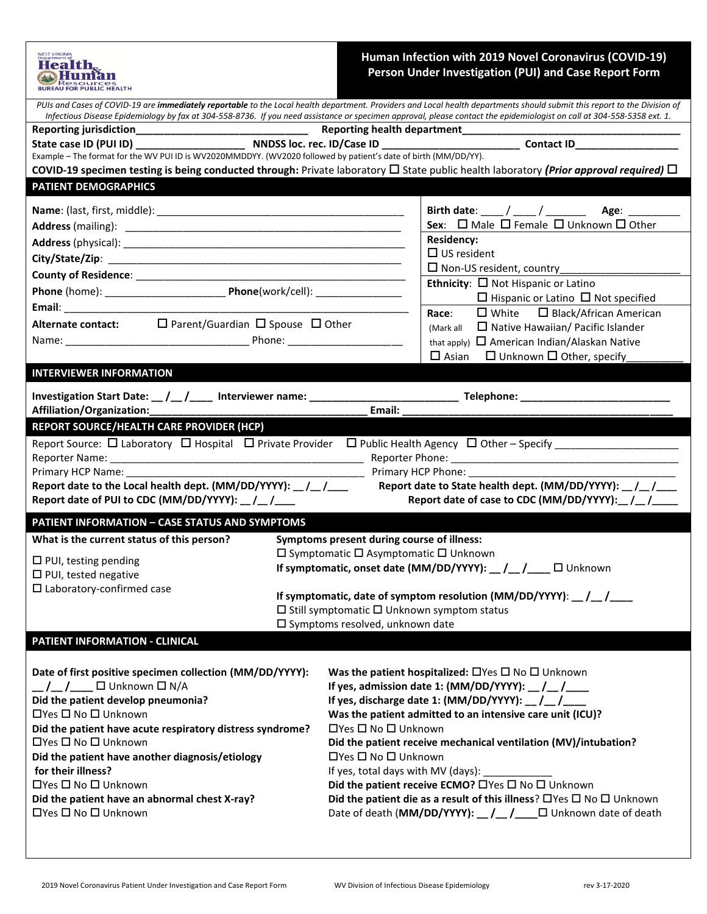WEST VIRGINIA Department of Health & Human Resources BUREAU FOR PUBLIC HEALTH

# Human Infection with 2019 Novel Coronavirus (COVID-19) Person Under Investigation (PUI) and Case Report Form

*PUIs and Cases of COVID-19 are **immediately reportable** to the Local health department. Providers and Local health departments should submit this report to the Division of Infectious Disease Epidemiology by fax at 304-558-8736. If you need assistance or specimen approval, please contact the epidemiologist on call at 304-558-5358 ext. 1.*

**Reporting jurisdiction**______________________________ **Reporting health department**________________________________________

**State case ID (PUI ID)** ____________________ **NNDSS loc. rec. ID/Case ID** ________________________ **Contact ID**__________________

Example – The format for the WV PUI ID is WV2020MMDDYY. (WV2020 followed by patient's date of birth (MM/DD/YY).

**COVID-19 specimen testing is being conducted through:** Private laboratory ☐ State public health laboratory ***(Prior approval required)*** ☐

## PATIENT DEMOGRAPHICS

**Name**: (last, first, middle): ____________________________________________

**Address** (mailing): ________________________________________________

**Address** (physical): ________________________________________________

**City/State/Zip**: ___________________________________________________

**County of Residence**: _______________________________________________

**Phone** (home): _____________________ **Phone**(work/cell): _______________

**Email**: ___________________________________________________________

**Alternate contact:** ☐ Parent/Guardian ☐ Spouse ☐ Other

Name: ________________________________ Phone: ____________________

**Birth date**: ____ / ____ / _______ **Age**: _________

**Sex**: ☐ Male ☐ Female ☐ Unknown ☐ Other

**Residency:**
☐ US resident
☐ Non-US resident, country_____________________

**Ethnicity**: ☐ Not Hispanic or Latino ☐ Hispanic or Latino ☐ Not specified

**Race**: (Mark all that apply) ☐ White ☐ Black/African American ☐ Native Hawaiian/ Pacific Islander ☐ American Indian/Alaskan Native ☐ Asian ☐ Unknown ☐ Other, specify__________

## INTERVIEWER INFORMATION

**Investigation Start Date: __ /__ /____ Interviewer name:** _________________________ **Telephone:** __________________________

**Affiliation/Organization:**___________________________________ **Email:** ______________________________________________

## REPORT SOURCE/HEALTH CARE PROVIDER (HCP)

Report Source: ☐ Laboratory ☐ Hospital ☐ Private Provider ☐ Public Health Agency ☐ Other – Specify _____________________

Reporter Name: _____________________________________________ Reporter Phone: _______________________________________

Primary HCP Name: __________________________________________ Primary HCP Phone: ____________________________________

**Report date to the Local health dept. (MM/DD/YYYY): __ /__ /___** **Report date to State health dept. (MM/DD/YYYY): __ /__ /___**

**Report date of PUI to CDC (MM/DD/YYYY): __ /__ /___** **Report date of case to CDC (MM/DD/YYYY):__ /__ /____**

## PATIENT INFORMATION – CASE STATUS AND SYMPTOMS

**What is the current status of this person?**

☐ PUI, testing pending
☐ PUI, tested negative
☐ Laboratory-confirmed case

**Symptoms present during course of illness:**
☐ Symptomatic ☐ Asymptomatic ☐ Unknown

**If symptomatic, onset date (MM/DD/YYYY): __ /__ /____** ☐ Unknown

**If symptomatic, date of symptom resolution (MM/DD/YYYY): __ /__ /____**
☐ Still symptomatic ☐ Unknown symptom status
☐ Symptoms resolved, unknown date

## PATIENT INFORMATION - CLINICAL

**Date of first positive specimen collection (MM/DD/YYYY):**
__ /__ /____ ☐ Unknown ☐ N/A

**Did the patient develop pneumonia?**
☐Yes ☐ No ☐ Unknown

**Did the patient have acute respiratory distress syndrome?**
☐Yes ☐ No ☐ Unknown

**Did the patient have another diagnosis/etiology for their illness?**
☐Yes ☐ No ☐ Unknown

**Did the patient have an abnormal chest X-ray?**
☐Yes ☐ No ☐ Unknown

**Was the patient hospitalized:** ☐Yes ☐ No ☐ Unknown

**If yes, admission date 1: (MM/DD/YYYY): __ /__ /____**

**If yes, discharge date 1: (MM/DD/YYYY): __ /__ /____**

**Was the patient admitted to an intensive care unit (ICU)?**
☐Yes ☐ No ☐ Unknown

**Did the patient receive mechanical ventilation (MV)/intubation?**
☐Yes ☐ No ☐ Unknown

If yes, total days with MV (days): ____________

**Did the patient receive ECMO?** ☐Yes ☐ No ☐ Unknown

**Did the patient die as a result of this illness**? ☐Yes ☐ No ☐ Unknown

Date of death (**MM/DD/YYYY): __ /__ /____**☐ Unknown date of death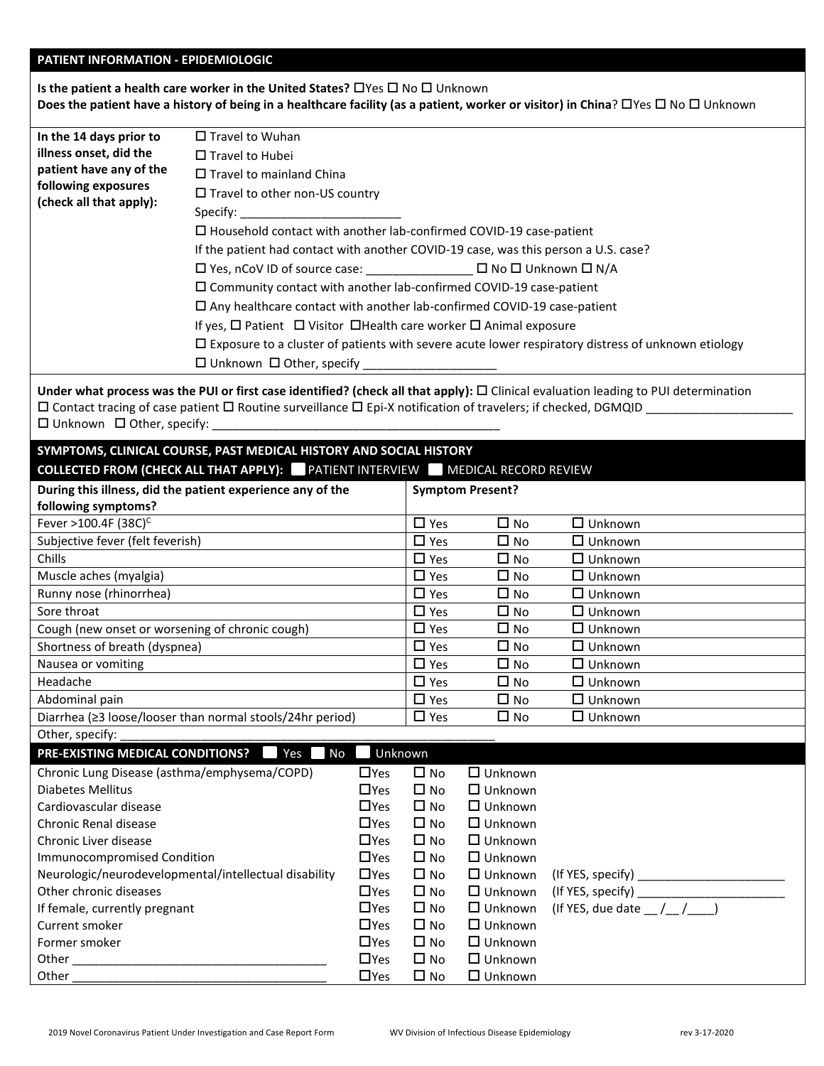## PATIENT INFORMATION - EPIDEMIOLOGIC

**Is the patient a health care worker in the United States?** ☐Yes ☐ No ☐ Unknown
**Does the patient have a history of being in a healthcare facility (as a patient, worker or visitor) in China**? ☐Yes ☐ No ☐ Unknown

**In the 14 days prior to illness onset, did the patient have any of the following exposures (check all that apply):**

☐ Travel to Wuhan
☐ Travel to Hubei
☐ Travel to mainland China
☐ Travel to other non-US country
Specify: ________________________
☐ Household contact with another lab-confirmed COVID-19 case-patient
If the patient had contact with another COVID-19 case, was this person a U.S. case?
☐ Yes, nCoV ID of source case: ________________ ☐ No ☐ Unknown ☐ N/A
☐ Community contact with another lab-confirmed COVID-19 case-patient
☐ Any healthcare contact with another lab-confirmed COVID-19 case-patient
If yes, ☐ Patient ☐ Visitor ☐Health care worker ☐ Animal exposure
☐ Exposure to a cluster of patients with severe acute lower respiratory distress of unknown etiology
☐ Unknown ☐ Other, specify ____________________

**Under what process was the PUI or first case identified? (check all that apply):** ☐ Clinical evaluation leading to PUI determination ☐ Contact tracing of case patient ☐ Routine surveillance ☐ Epi-X notification of travelers; if checked, DGMQID ______________________ ☐ Unknown ☐ Other, specify: ___________________________________________

## SYMPTOMS, CLINICAL COURSE, PAST MEDICAL HISTORY AND SOCIAL HISTORY

**COLLECTED FROM (CHECK ALL THAT APPLY):** ☐ PATIENT INTERVIEW ☐ MEDICAL RECORD REVIEW

| During this illness, did the patient experience any of the following symptoms? | Symptom Present? | | |
|---|---|---|---|
| Fever >100.4F (38C)[C] | ☐ Yes | ☐ No | ☐ Unknown |
| Subjective fever (felt feverish) | ☐ Yes | ☐ No | ☐ Unknown |
| Chills | ☐ Yes | ☐ No | ☐ Unknown |
| Muscle aches (myalgia) | ☐ Yes | ☐ No | ☐ Unknown |
| Runny nose (rhinorrhea) | ☐ Yes | ☐ No | ☐ Unknown |
| Sore throat | ☐ Yes | ☐ No | ☐ Unknown |
| Cough (new onset or worsening of chronic cough) | ☐ Yes | ☐ No | ☐ Unknown |
| Shortness of breath (dyspnea) | ☐ Yes | ☐ No | ☐ Unknown |
| Nausea or vomiting | ☐ Yes | ☐ No | ☐ Unknown |
| Headache | ☐ Yes | ☐ No | ☐ Unknown |
| Abdominal pain | ☐ Yes | ☐ No | ☐ Unknown |
| Diarrhea (≥3 loose/looser than normal stools/24hr period) | ☐ Yes | ☐ No | ☐ Unknown |
| Other, specify: ____________________ | | | |

## PRE-EXISTING MEDICAL CONDITIONS? ☐ Yes ☐ No ☐ Unknown

| Condition | | | | |
|---|---|---|---|---|
| Chronic Lung Disease (asthma/emphysema/COPD) | ☐Yes | ☐ No | ☐ Unknown | |
| Diabetes Mellitus | ☐Yes | ☐ No | ☐ Unknown | |
| Cardiovascular disease | ☐Yes | ☐ No | ☐ Unknown | |
| Chronic Renal disease | ☐Yes | ☐ No | ☐ Unknown | |
| Chronic Liver disease | ☐Yes | ☐ No | ☐ Unknown | |
| Immunocompromised Condition | ☐Yes | ☐ No | ☐ Unknown | |
| Neurologic/neurodevelopmental/intellectual disability | ☐Yes | ☐ No | ☐ Unknown | (If YES, specify) ______________________ |
| Other chronic diseases | ☐Yes | ☐ No | ☐ Unknown | (If YES, specify) ______________________ |
| If female, currently pregnant | ☐Yes | ☐ No | ☐ Unknown | (If YES, due date __/__/____) |
| Current smoker | ☐Yes | ☐ No | ☐ Unknown | |
| Former smoker | ☐Yes | ☐ No | ☐ Unknown | |
| Other ______________________________________ | ☐Yes | ☐ No | ☐ Unknown | |
| Other ______________________________________ | ☐Yes | ☐ No | ☐ Unknown | |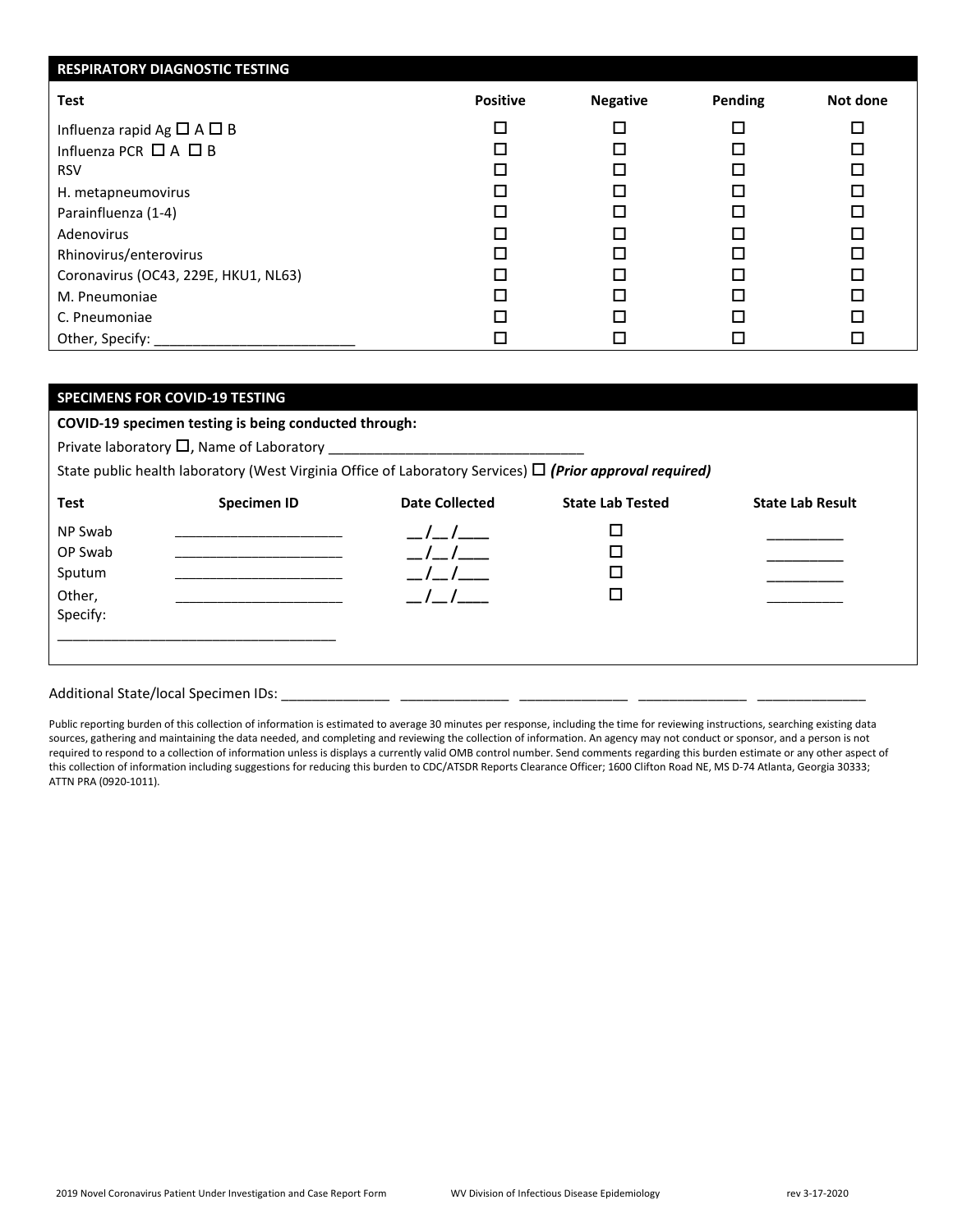## RESPIRATORY DIAGNOSTIC TESTING

| Test | Positive | Negative | Pending | Not done |
|---|---|---|---|---|
| Influenza rapid Ag ☐ A ☐ B | ☐ | ☐ | ☐ | ☐ |
| Influenza PCR ☐ A ☐ B | ☐ | ☐ | ☐ | ☐ |
| RSV | ☐ | ☐ | ☐ | ☐ |
| H. metapneumovirus | ☐ | ☐ | ☐ | ☐ |
| Parainfluenza (1-4) | ☐ | ☐ | ☐ | ☐ |
| Adenovirus | ☐ | ☐ | ☐ | ☐ |
| Rhinovirus/enterovirus | ☐ | ☐ | ☐ | ☐ |
| Coronavirus (OC43, 229E, HKU1, NL63) | ☐ | ☐ | ☐ | ☐ |
| M. Pneumoniae | ☐ | ☐ | ☐ | ☐ |
| C. Pneumoniae | ☐ | ☐ | ☐ | ☐ |
| Other, Specify: __________________________ | ☐ | ☐ | ☐ | ☐ |

## SPECIMENS FOR COVID-19 TESTING

**COVID-19 specimen testing is being conducted through:**

Private laboratory ☐, Name of Laboratory ________________________________

State public health laboratory (West Virginia Office of Laboratory Services) ☐ ***(Prior approval required)***

| Test | Specimen ID | Date Collected | State Lab Tested | State Lab Result |
|---|---|---|---|---|
| NP Swab | _____________________ | __/__/____ | ☐ | __________ |
| OP Swab | _____________________ | __/__/____ | ☐ | __________ |
| Sputum | _____________________ | __/__/____ | ☐ | __________ |
| Other, Specify: ____________________________________ | _____________________ | __/__/____ | ☐ | __________ |

Additional State/local Specimen IDs: ______________ ______________ ______________ ______________ ______________

Public reporting burden of this collection of information is estimated to average 30 minutes per response, including the time for reviewing instructions, searching existing data sources, gathering and maintaining the data needed, and completing and reviewing the collection of information. An agency may not conduct or sponsor, and a person is not required to respond to a collection of information unless is displays a currently valid OMB control number. Send comments regarding this burden estimate or any other aspect of this collection of information including suggestions for reducing this burden to CDC/ATSDR Reports Clearance Officer; 1600 Clifton Road NE, MS D-74 Atlanta, Georgia 30333; ATTN PRA (0920-1011).